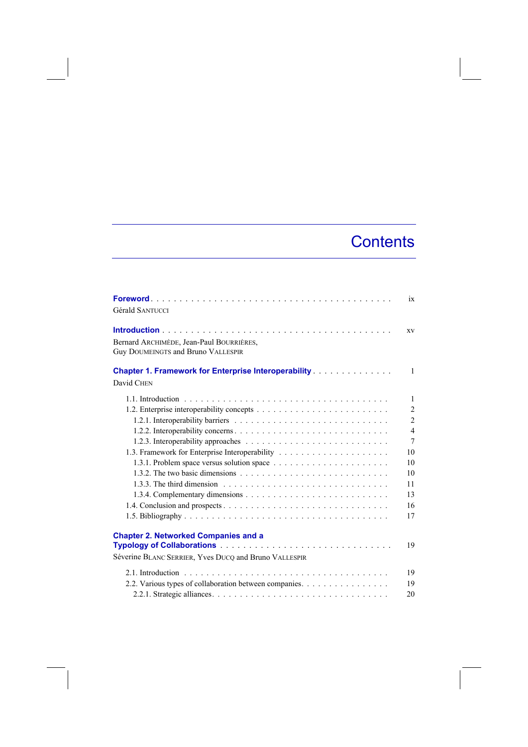# Contents

**Foreword** . . . . . . . . . . . . . . . . . . . . . . . . . . . . . . . . . . . . . . . . . ix
Gérald SANTUCCI

**Introduction** . . . . . . . . . . . . . . . . . . . . . . . . . . . . . . . . . . . . . . . . xv
Bernard ARCHIMÈDE, Jean-Paul BOURRIÈRES,
Guy DOUMEINGTS and Bruno VALLESPIR

**Chapter 1. Framework for Enterprise Interoperability** . . . . . . . . . . . . . . 1
David CHEN

1.1. Introduction . . . . . . . . . . . . . . . . . . . . . . . . . . . . . . . . . . . . 1
1.2. Enterprise interoperability concepts . . . . . . . . . . . . . . . . . . . . . . . 2
1.2.1. Interoperability barriers . . . . . . . . . . . . . . . . . . . . . . . . . . . 2
1.2.2. Interoperability concerns . . . . . . . . . . . . . . . . . . . . . . . . . . 4
1.2.3. Interoperability approaches . . . . . . . . . . . . . . . . . . . . . . . . . 7
1.3. Framework for Enterprise Interoperability . . . . . . . . . . . . . . . . . . . 10
1.3.1. Problem space versus solution space . . . . . . . . . . . . . . . . . . . . 10
1.3.2. The two basic dimensions . . . . . . . . . . . . . . . . . . . . . . . . . . 10
1.3.3. The third dimension . . . . . . . . . . . . . . . . . . . . . . . . . . . . . 11
1.3.4. Complementary dimensions . . . . . . . . . . . . . . . . . . . . . . . . . 13
1.4. Conclusion and prospects . . . . . . . . . . . . . . . . . . . . . . . . . . . . 16
1.5. Bibliography . . . . . . . . . . . . . . . . . . . . . . . . . . . . . . . . . . . 17

**Chapter 2. Networked Companies and a Typology of Collaborations** . . . . . . . . . . . . . . . . . . . . . . . . . . . . . . 19
Séverine BLANC SERRIER, Yves DUCQ and Bruno VALLESPIR

2.1. Introduction . . . . . . . . . . . . . . . . . . . . . . . . . . . . . . . . . . . . 19
2.2. Various types of collaboration between companies. . . . . . . . . . . . . . . 19
2.2.1. Strategic alliances. . . . . . . . . . . . . . . . . . . . . . . . . . . . . . . 20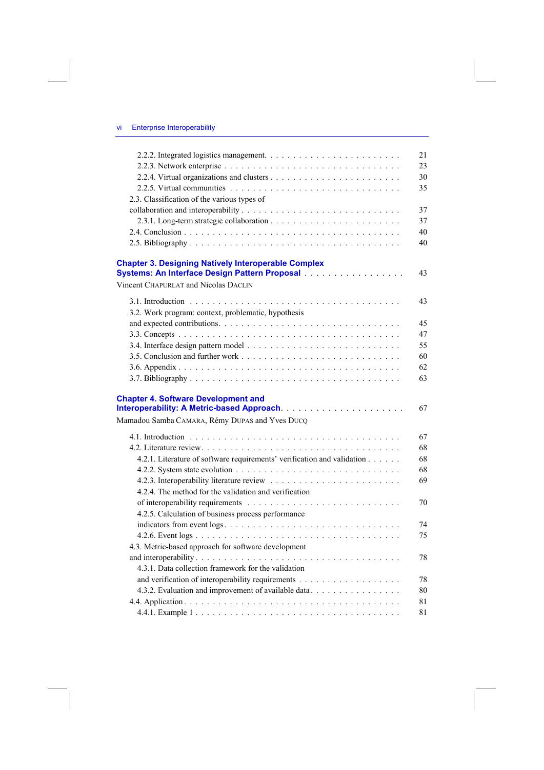2.2.2. Integrated logistics management . . . . . . . . . . . . . . . . . . . . . . . 21
2.2.3. Network enterprise . . . . . . . . . . . . . . . . . . . . . . . . . . . . 23
2.2.4. Virtual organizations and clusters . . . . . . . . . . . . . . . . . . . . . . 30
2.2.5. Virtual communities . . . . . . . . . . . . . . . . . . . . . . . . . . . 35
2.3. Classification of the various types of collaboration and interoperability . . . . . . . . . . . . . . . . . . . . . . . . . . 37
2.3.1. Long-term strategic collaboration . . . . . . . . . . . . . . . . . . . . . 37
2.4. Conclusion . . . . . . . . . . . . . . . . . . . . . . . . . . . . . . . . . 40
2.5. Bibliography . . . . . . . . . . . . . . . . . . . . . . . . . . . . . . . . 40

**Chapter 3. Designing Natively Interoperable Complex Systems: An Interface Design Pattern Proposal** . . . . . . . . . . . . . . . . 43

Vincent CHAPURLAT and Nicolas DACLIN

3.1. Introduction . . . . . . . . . . . . . . . . . . . . . . . . . . . . . . . . . 43
3.2. Work program: context, problematic, hypothesis and expected contributions . . . . . . . . . . . . . . . . . . . . . . . . . . . . 45
3.3. Concepts . . . . . . . . . . . . . . . . . . . . . . . . . . . . . . . . . . 47
3.4. Interface design pattern model . . . . . . . . . . . . . . . . . . . . . . . . 55
3.5. Conclusion and further work . . . . . . . . . . . . . . . . . . . . . . . . 60
3.6. Appendix . . . . . . . . . . . . . . . . . . . . . . . . . . . . . . . . . . 62
3.7. Bibliography . . . . . . . . . . . . . . . . . . . . . . . . . . . . . . . . 63

**Chapter 4. Software Development and Interoperability: A Metric-based Approach** . . . . . . . . . . . . . . . . . . . . . 67

Mamadou Samba CAMARA, Rémy DUPAS and Yves DUCQ

4.1. Introduction . . . . . . . . . . . . . . . . . . . . . . . . . . . . . . . . . 67
4.2. Literature review . . . . . . . . . . . . . . . . . . . . . . . . . . . . . . . 68
4.2.1. Literature of software requirements' verification and validation . . . . . . 68
4.2.2. System state evolution . . . . . . . . . . . . . . . . . . . . . . . . . . . 68
4.2.3. Interoperability literature review . . . . . . . . . . . . . . . . . . . . . . 69
4.2.4. The method for the validation and verification of interoperability requirements . . . . . . . . . . . . . . . . . . . . . . . 70
4.2.5. Calculation of business process performance indicators from event logs . . . . . . . . . . . . . . . . . . . . . . . . . . . 74
4.2.6. Event logs . . . . . . . . . . . . . . . . . . . . . . . . . . . . . . . . 75
4.3. Metric-based approach for software development and interoperability . . . . . . . . . . . . . . . . . . . . . . . . . . . . . . . 78
4.3.1. Data collection framework for the validation and verification of interoperability requirements . . . . . . . . . . . . . . . . . 78
4.3.2. Evaluation and improvement of available data . . . . . . . . . . . . . . . 80
4.4. Application . . . . . . . . . . . . . . . . . . . . . . . . . . . . . . . . . 81
4.4.1. Example 1 . . . . . . . . . . . . . . . . . . . . . . . . . . . . . . . . 81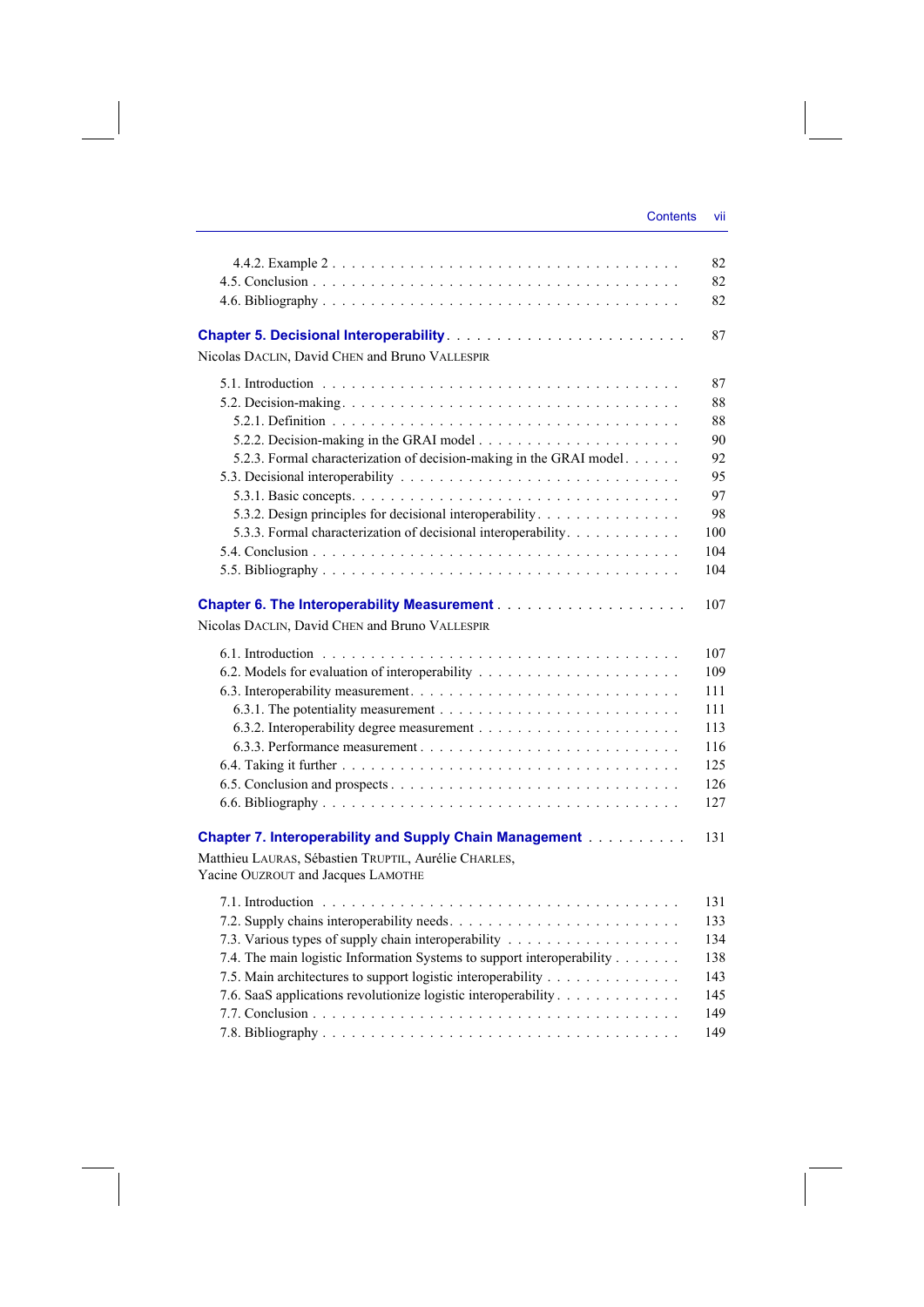4.4.2. Example 2 . . . . . . . . . . . . . . . . . . . . . . . . . . . . . . . . . . 82
4.5. Conclusion . . . . . . . . . . . . . . . . . . . . . . . . . . . . . . . . . . . 82
4.6. Bibliography . . . . . . . . . . . . . . . . . . . . . . . . . . . . . . . . . . 82

**Chapter 5. Decisional Interoperability** . . . . . . . . . . . . . . . . . . . . . . . 87

Nicolas DACLIN, David CHEN and Bruno VALLESPIR

5.1. Introduction . . . . . . . . . . . . . . . . . . . . . . . . . . . . . . . . . . 87
5.2. Decision-making . . . . . . . . . . . . . . . . . . . . . . . . . . . . . . . . 88
5.2.1. Definition . . . . . . . . . . . . . . . . . . . . . . . . . . . . . . . . . 88
5.2.2. Decision-making in the GRAI model . . . . . . . . . . . . . . . . . . . 90
5.2.3. Formal characterization of decision-making in the GRAI model . . . . . . 92
5.3. Decisional interoperability . . . . . . . . . . . . . . . . . . . . . . . . . . 95
5.3.1. Basic concepts . . . . . . . . . . . . . . . . . . . . . . . . . . . . . . 97
5.3.2. Design principles for decisional interoperability . . . . . . . . . . . . . 98
5.3.3. Formal characterization of decisional interoperability . . . . . . . . . . . 100
5.4. Conclusion . . . . . . . . . . . . . . . . . . . . . . . . . . . . . . . . . . . 104
5.5. Bibliography . . . . . . . . . . . . . . . . . . . . . . . . . . . . . . . . . . 104

**Chapter 6. The Interoperability Measurement** . . . . . . . . . . . . . . . . . . 107

Nicolas DACLIN, David CHEN and Bruno VALLESPIR

6.1. Introduction . . . . . . . . . . . . . . . . . . . . . . . . . . . . . . . . . . 107
6.2. Models for evaluation of interoperability . . . . . . . . . . . . . . . . . . . 109
6.3. Interoperability measurement . . . . . . . . . . . . . . . . . . . . . . . . . 111
6.3.1. The potentiality measurement . . . . . . . . . . . . . . . . . . . . . . . 111
6.3.2. Interoperability degree measurement . . . . . . . . . . . . . . . . . . . 113
6.3.3. Performance measurement . . . . . . . . . . . . . . . . . . . . . . . . . 116
6.4. Taking it further . . . . . . . . . . . . . . . . . . . . . . . . . . . . . . . . 125
6.5. Conclusion and prospects . . . . . . . . . . . . . . . . . . . . . . . . . . . 126
6.6. Bibliography . . . . . . . . . . . . . . . . . . . . . . . . . . . . . . . . . . 127

**Chapter 7. Interoperability and Supply Chain Management** . . . . . . . . . . 131

Matthieu LAURAS, Sébastien TRUPTIL, Aurélie CHARLES, Yacine OUZROUT and Jacques LAMOTHE

7.1. Introduction . . . . . . . . . . . . . . . . . . . . . . . . . . . . . . . . . . 131
7.2. Supply chains interoperability needs . . . . . . . . . . . . . . . . . . . . . 133
7.3. Various types of supply chain interoperability . . . . . . . . . . . . . . . . 134
7.4. The main logistic Information Systems to support interoperability . . . . . . 138
7.5. Main architectures to support logistic interoperability . . . . . . . . . . . . 143
7.6. SaaS applications revolutionize logistic interoperability . . . . . . . . . . . 145
7.7. Conclusion . . . . . . . . . . . . . . . . . . . . . . . . . . . . . . . . . . . 149
7.8. Bibliography . . . . . . . . . . . . . . . . . . . . . . . . . . . . . . . . . . 149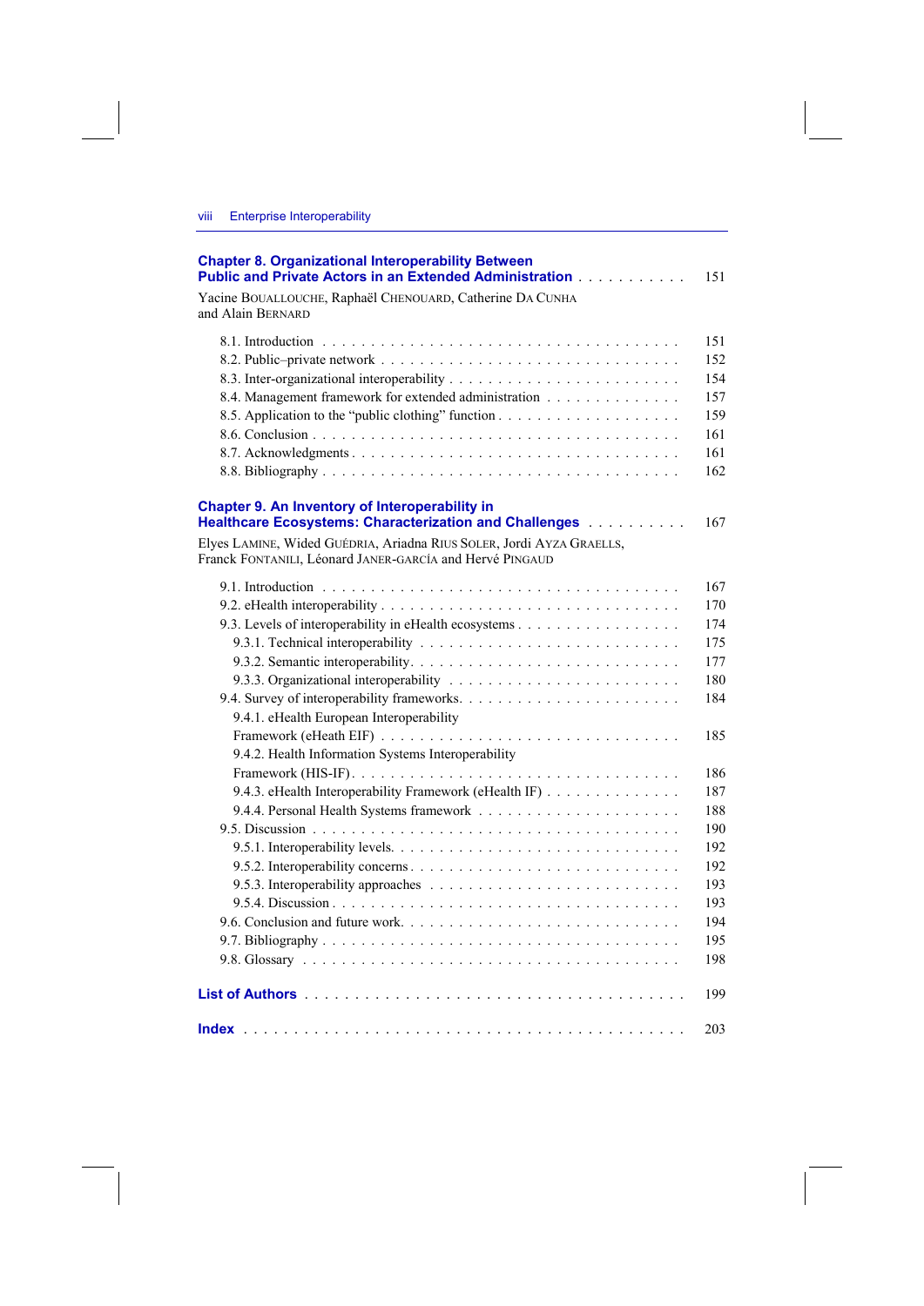**Chapter 8. Organizational Interoperability Between Public and Private Actors in an Extended Administration** . . . . . . . . . . . 151

Yacine BOUALLOUCHE, Raphaël CHENOUARD, Catherine DA CUNHA and Alain BERNARD

8.1. Introduction . . . . . . . . . . . . . . . . . . . . . . . . . . . . . . . . . . . . 151
8.2. Public–private network . . . . . . . . . . . . . . . . . . . . . . . . . . . . . 152
8.3. Inter-organizational interoperability . . . . . . . . . . . . . . . . . . . . . . 154
8.4. Management framework for extended administration . . . . . . . . . . . . . 157
8.5. Application to the “public clothing” function . . . . . . . . . . . . . . . . . 159
8.6. Conclusion . . . . . . . . . . . . . . . . . . . . . . . . . . . . . . . . . . . . 161
8.7. Acknowledgments . . . . . . . . . . . . . . . . . . . . . . . . . . . . . . . . 161
8.8. Bibliography . . . . . . . . . . . . . . . . . . . . . . . . . . . . . . . . . . . 162

**Chapter 9. An Inventory of Interoperability in Healthcare Ecosystems: Characterization and Challenges** . . . . . . . . . . 167

Elyes LAMINE, Wided GUÉDRIA, Ariadna RIUS SOLER, Jordi AYZA GRAELLS, Franck FONTANILI, Léonard JANER-GARCÍA and Hervé PINGAUD

9.1. Introduction . . . . . . . . . . . . . . . . . . . . . . . . . . . . . . . . . . . . 167
9.2. eHealth interoperability . . . . . . . . . . . . . . . . . . . . . . . . . . . . . 170
9.3. Levels of interoperability in eHealth ecosystems . . . . . . . . . . . . . . . . 174
  9.3.1. Technical interoperability . . . . . . . . . . . . . . . . . . . . . . . . . 175
  9.3.2. Semantic interoperability . . . . . . . . . . . . . . . . . . . . . . . . . . 177
  9.3.3. Organizational interoperability . . . . . . . . . . . . . . . . . . . . . . . 180
9.4. Survey of interoperability frameworks . . . . . . . . . . . . . . . . . . . . . 184
  9.4.1. eHealth European Interoperability Framework (eHeath EIF) . . . . . . . . . . . . . . . . . . . . . . . . . . . . . . 185
  9.4.2. Health Information Systems Interoperability Framework (HIS-IF) . . . . . . . . . . . . . . . . . . . . . . . . . . . . . . . 186
  9.4.3. eHealth Interoperability Framework (eHealth IF) . . . . . . . . . . . . . . 187
  9.4.4. Personal Health Systems framework . . . . . . . . . . . . . . . . . . . . . 188
9.5. Discussion . . . . . . . . . . . . . . . . . . . . . . . . . . . . . . . . . . . . . 190
  9.5.1. Interoperability levels . . . . . . . . . . . . . . . . . . . . . . . . . . . . 192
  9.5.2. Interoperability concerns . . . . . . . . . . . . . . . . . . . . . . . . . . . 192
  9.5.3. Interoperability approaches . . . . . . . . . . . . . . . . . . . . . . . . . 193
  9.5.4. Discussion . . . . . . . . . . . . . . . . . . . . . . . . . . . . . . . . . . 193
9.6. Conclusion and future work . . . . . . . . . . . . . . . . . . . . . . . . . . . 194
9.7. Bibliography . . . . . . . . . . . . . . . . . . . . . . . . . . . . . . . . . . . 195
9.8. Glossary . . . . . . . . . . . . . . . . . . . . . . . . . . . . . . . . . . . . . 198

**List of Authors** . . . . . . . . . . . . . . . . . . . . . . . . . . . . . . . . . . 199

**Index** . . . . . . . . . . . . . . . . . . . . . . . . . . . . . . . . . . . . . . . 203